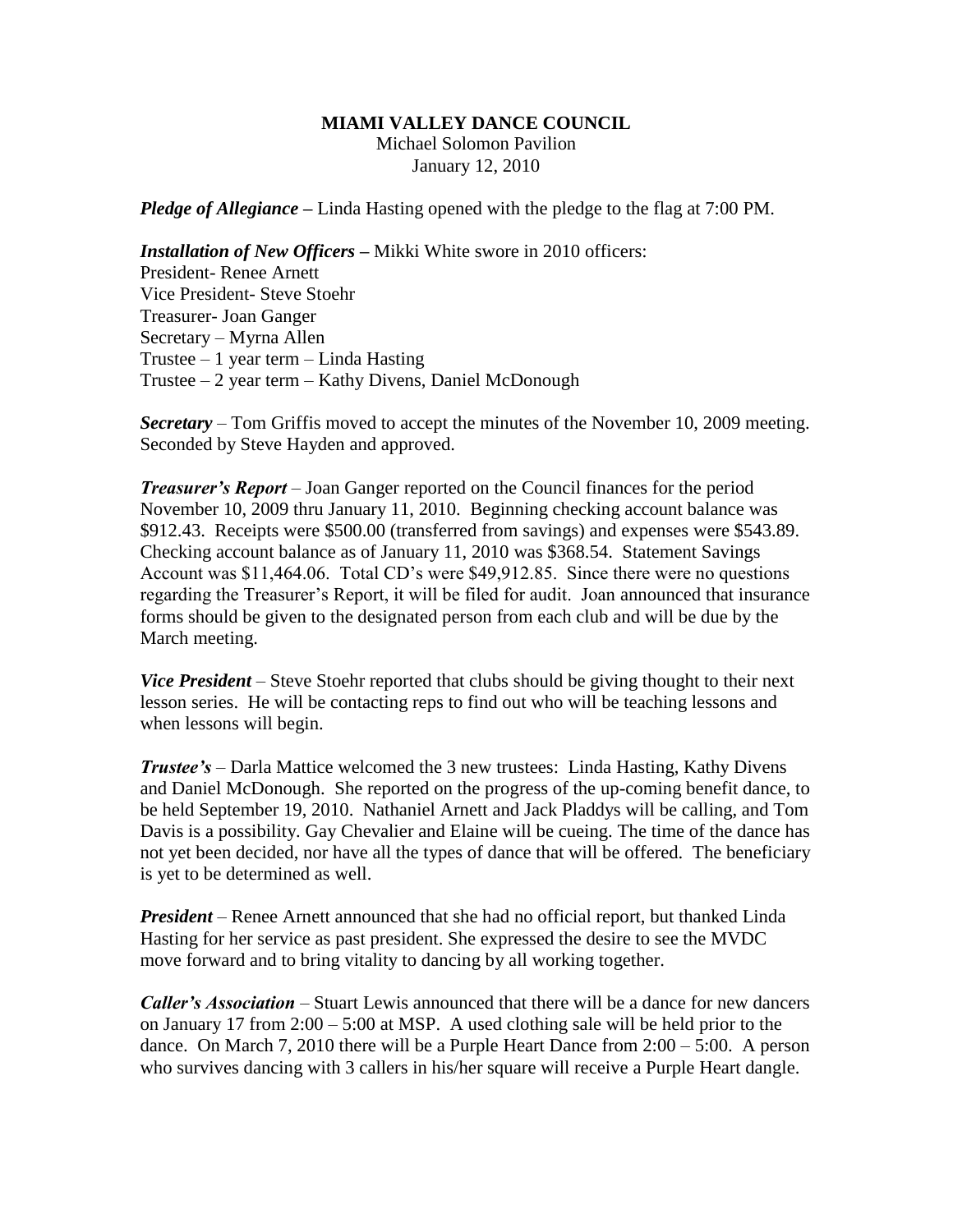**MIAMI VALLEY DANCE COUNCIL**
Michael Solomon Pavilion
January 12, 2010

***Pledge of Allegiance –*** Linda Hasting opened with the pledge to the flag at 7:00 PM.

***Installation of New Officers –*** Mikki White swore in 2010 officers:
President- Renee Arnett
Vice President- Steve Stoehr
Treasurer- Joan Ganger
Secretary – Myrna Allen
Trustee – 1 year term – Linda Hasting
Trustee – 2 year term – Kathy Divens, Daniel McDonough

***Secretary*** – Tom Griffis moved to accept the minutes of the November 10, 2009 meeting. Seconded by Steve Hayden and approved.

***Treasurer's Report*** – Joan Ganger reported on the Council finances for the period November 10, 2009 thru January 11, 2010. Beginning checking account balance was $912.43. Receipts were $500.00 (transferred from savings) and expenses were $543.89. Checking account balance as of January 11, 2010 was $368.54. Statement Savings Account was $11,464.06. Total CD's were $49,912.85. Since there were no questions regarding the Treasurer's Report, it will be filed for audit. Joan announced that insurance forms should be given to the designated person from each club and will be due by the March meeting.

***Vice President*** – Steve Stoehr reported that clubs should be giving thought to their next lesson series. He will be contacting reps to find out who will be teaching lessons and when lessons will begin.

***Trustee's*** – Darla Mattice welcomed the 3 new trustees: Linda Hasting, Kathy Divens and Daniel McDonough. She reported on the progress of the up-coming benefit dance, to be held September 19, 2010. Nathaniel Arnett and Jack Pladdys will be calling, and Tom Davis is a possibility. Gay Chevalier and Elaine will be cueing. The time of the dance has not yet been decided, nor have all the types of dance that will be offered. The beneficiary is yet to be determined as well.

***President*** – Renee Arnett announced that she had no official report, but thanked Linda Hasting for her service as past president. She expressed the desire to see the MVDC move forward and to bring vitality to dancing by all working together.

***Caller's Association*** – Stuart Lewis announced that there will be a dance for new dancers on January 17 from 2:00 – 5:00 at MSP. A used clothing sale will be held prior to the dance. On March 7, 2010 there will be a Purple Heart Dance from 2:00 – 5:00. A person who survives dancing with 3 callers in his/her square will receive a Purple Heart dangle.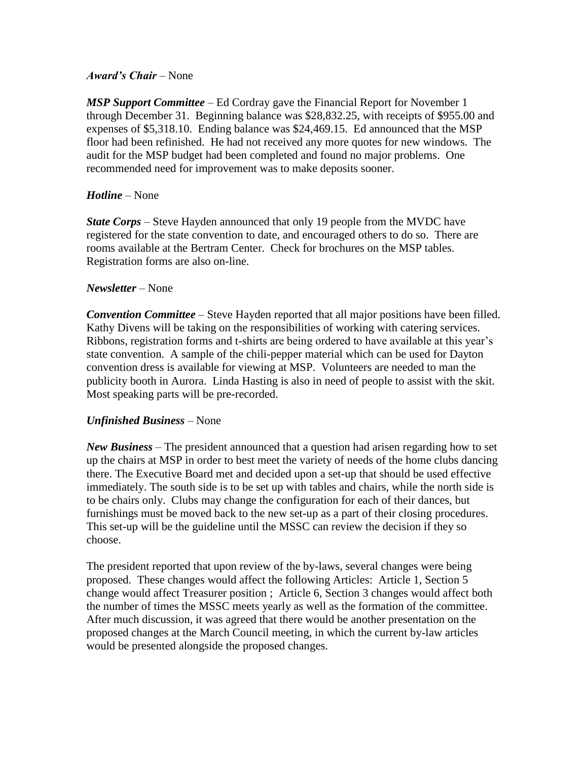***Award's Chair*** – None

***MSP Support Committee*** – Ed Cordray gave the Financial Report for November 1 through December 31. Beginning balance was $28,832.25, with receipts of $955.00 and expenses of $5,318.10. Ending balance was $24,469.15. Ed announced that the MSP floor had been refinished. He had not received any more quotes for new windows. The audit for the MSP budget had been completed and found no major problems. One recommended need for improvement was to make deposits sooner.

***Hotline*** – None

***State Corps*** – Steve Hayden announced that only 19 people from the MVDC have registered for the state convention to date, and encouraged others to do so. There are rooms available at the Bertram Center. Check for brochures on the MSP tables. Registration forms are also on-line.

***Newsletter*** – None

***Convention Committee*** – Steve Hayden reported that all major positions have been filled. Kathy Divens will be taking on the responsibilities of working with catering services. Ribbons, registration forms and t-shirts are being ordered to have available at this year's state convention. A sample of the chili-pepper material which can be used for Dayton convention dress is available for viewing at MSP. Volunteers are needed to man the publicity booth in Aurora. Linda Hasting is also in need of people to assist with the skit. Most speaking parts will be pre-recorded.

***Unfinished Business*** – None

***New Business*** – The president announced that a question had arisen regarding how to set up the chairs at MSP in order to best meet the variety of needs of the home clubs dancing there. The Executive Board met and decided upon a set-up that should be used effective immediately. The south side is to be set up with tables and chairs, while the north side is to be chairs only. Clubs may change the configuration for each of their dances, but furnishings must be moved back to the new set-up as a part of their closing procedures. This set-up will be the guideline until the MSSC can review the decision if they so choose.

The president reported that upon review of the by-laws, several changes were being proposed. These changes would affect the following Articles: Article 1, Section 5 change would affect Treasurer position ; Article 6, Section 3 changes would affect both the number of times the MSSC meets yearly as well as the formation of the committee. After much discussion, it was agreed that there would be another presentation on the proposed changes at the March Council meeting, in which the current by-law articles would be presented alongside the proposed changes.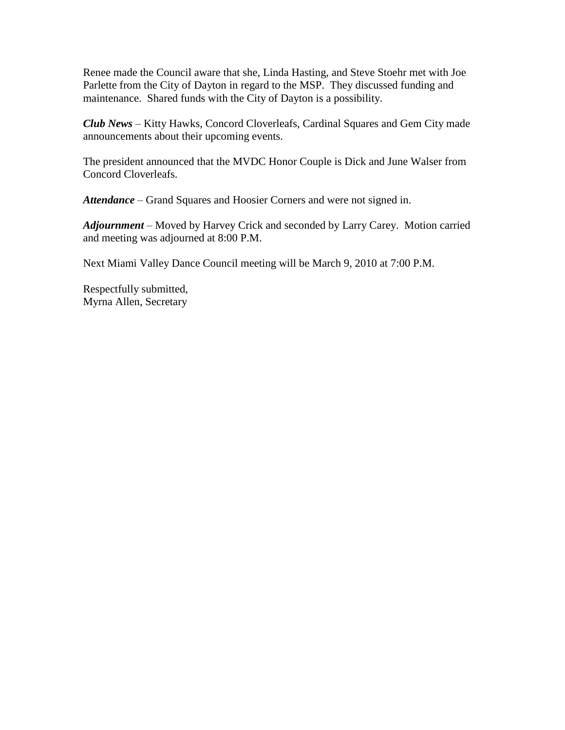Renee made the Council aware that she, Linda Hasting, and Steve Stoehr met with Joe Parlette from the City of Dayton in regard to the MSP. They discussed funding and maintenance. Shared funds with the City of Dayton is a possibility.

***Club News*** – Kitty Hawks, Concord Cloverleafs, Cardinal Squares and Gem City made announcements about their upcoming events.

The president announced that the MVDC Honor Couple is Dick and June Walser from Concord Cloverleafs.

***Attendance*** – Grand Squares and Hoosier Corners and were not signed in.

***Adjournment*** – Moved by Harvey Crick and seconded by Larry Carey. Motion carried and meeting was adjourned at 8:00 P.M.

Next Miami Valley Dance Council meeting will be March 9, 2010 at 7:00 P.M.

Respectfully submitted,
Myrna Allen, Secretary